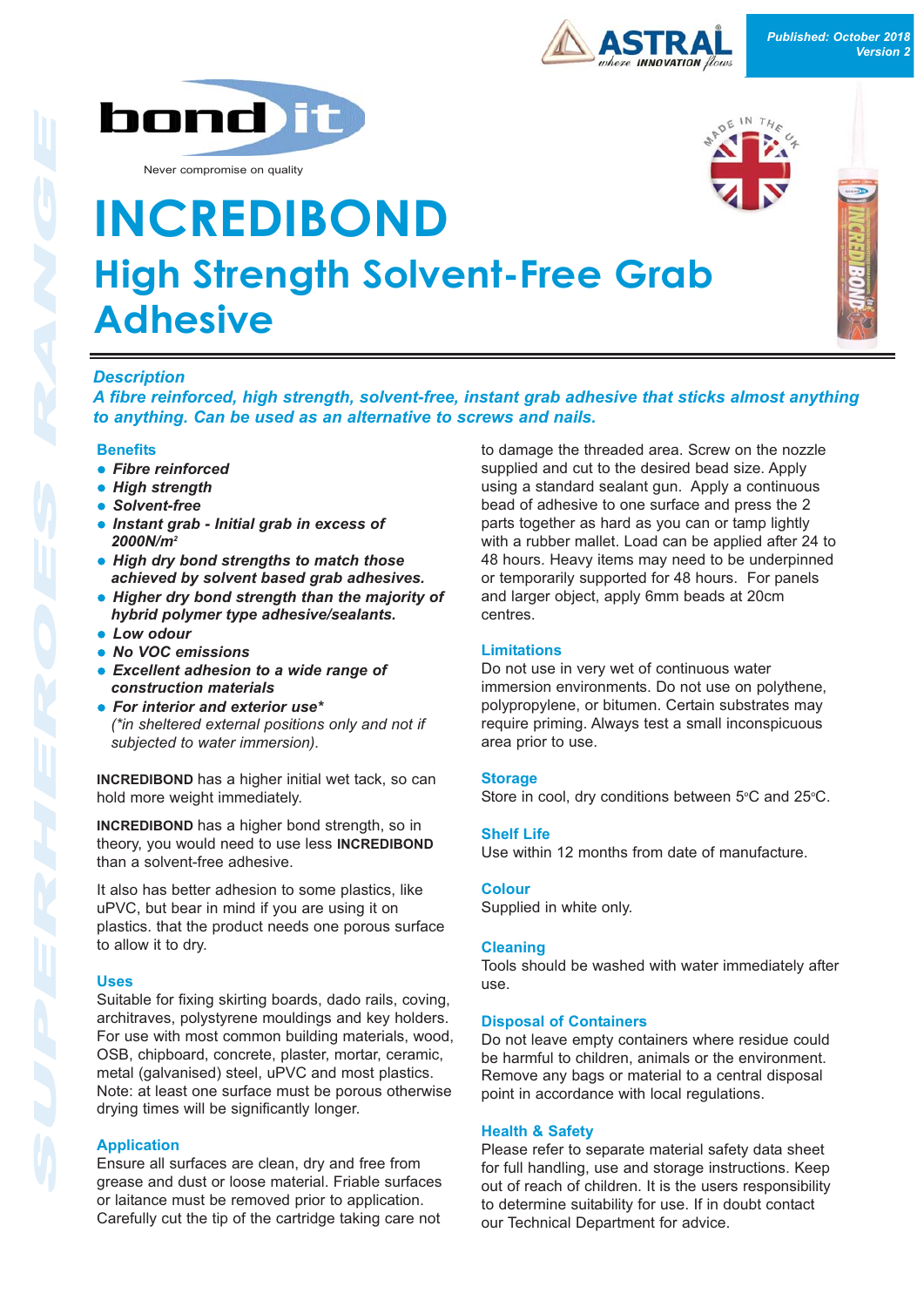Published: October 2018
Version 2

Never compromise on quality

# INCREDIBOND

## High Strength Solvent-Free Grab Adhesive

### Description

***A fibre reinforced, high strength, solvent-free, instant grab adhesive that sticks almost anything to anything. Can be used as an alternative to screws and nails.***

### Benefits

- ***Fibre reinforced***
- ***High strength***
- ***Solvent-free***
- ***Instant grab - Initial grab in excess of 2000N/m²***
- ***High dry bond strengths to match those achieved by solvent based grab adhesives.***
- ***Higher dry bond strength than the majority of hybrid polymer type adhesive/sealants.***
- ***Low odour***
- ***No VOC emissions***
- ***Excellent adhesion to a wide range of construction materials***
- ***For interior and exterior use**** *(*in sheltered external positions only and not if subjected to water immersion).*

**INCREDIBOND** has a higher initial wet tack, so can hold more weight immediately.

**INCREDIBOND** has a higher bond strength, so in theory, you would need to use less **INCREDIBOND** than a solvent-free adhesive.

It also has better adhesion to some plastics, like uPVC, but bear in mind if you are using it on plastics. that the product needs one porous surface to allow it to dry.

### Uses

Suitable for fixing skirting boards, dado rails, coving, architraves, polystyrene mouldings and key holders. For use with most common building materials, wood, OSB, chipboard, concrete, plaster, mortar, ceramic, metal (galvanised) steel, uPVC and most plastics. Note: at least one surface must be porous otherwise drying times will be significantly longer.

### Application

Ensure all surfaces are clean, dry and free from grease and dust or loose material. Friable surfaces or laitance must be removed prior to application. Carefully cut the tip of the cartridge taking care not to damage the threaded area. Screw on the nozzle supplied and cut to the desired bead size. Apply using a standard sealant gun. Apply a continuous bead of adhesive to one surface and press the 2 parts together as hard as you can or tamp lightly with a rubber mallet. Load can be applied after 24 to 48 hours. Heavy items may need to be underpinned or temporarily supported for 48 hours. For panels and larger object, apply 6mm beads at 20cm centres.

### Limitations

Do not use in very wet of continuous water immersion environments. Do not use on polythene, polypropylene, or bitumen. Certain substrates may require priming. Always test a small inconspicuous area prior to use.

### Storage

Store in cool, dry conditions between 5°C and 25°C.

### Shelf Life

Use within 12 months from date of manufacture.

### Colour

Supplied in white only.

### Cleaning

Tools should be washed with water immediately after use.

### Disposal of Containers

Do not leave empty containers where residue could be harmful to children, animals or the environment. Remove any bags or material to a central disposal point in accordance with local regulations.

### Health & Safety

Please refer to separate material safety data sheet for full handling, use and storage instructions. Keep out of reach of children. It is the users responsibility to determine suitability for use. If in doubt contact our Technical Department for advice.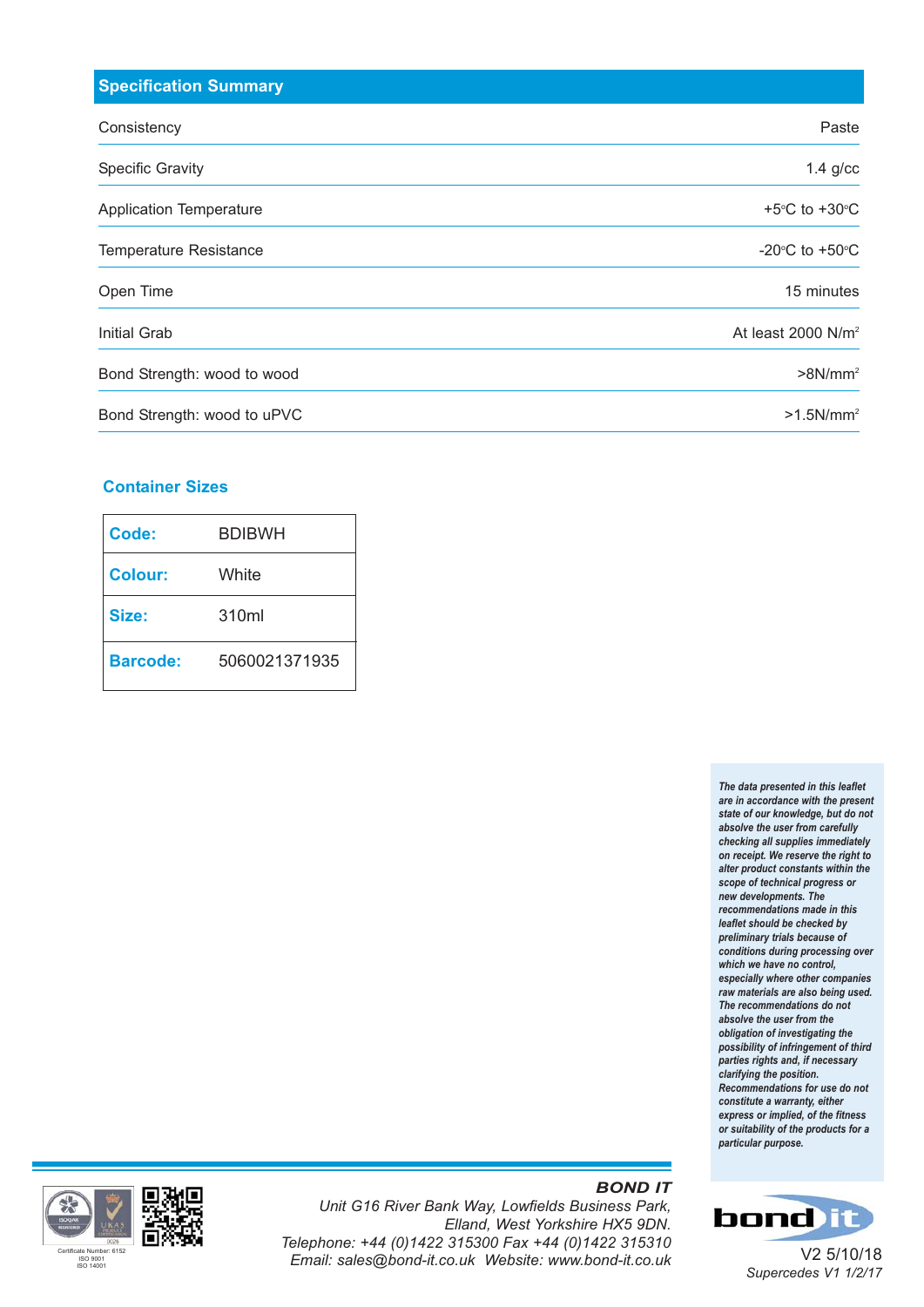## Specification Summary

| | |
|---|---|
| Consistency | Paste |
| Specific Gravity | 1.4 g/cc |
| Application Temperature | +5°C to +30°C |
| Temperature Resistance | -20°C to +50°C |
| Open Time | 15 minutes |
| Initial Grab | At least 2000 $N/m^2$ |
| Bond Strength: wood to wood | >8$N/mm^2$ |
| Bond Strength: wood to uPVC | >1.5$N/mm^2$ |

### Container Sizes

| | |
|---|---|
| **Code:** | BDIBWH |
| **Colour:** | White |
| **Size:** | 310ml |
| **Barcode:** | 5060021371935 |

***The data presented in this leaflet are in accordance with the present state of our knowledge, but do not absolve the user from carefully checking all supplies immediately on receipt. We reserve the right to alter product constants within the scope of technical progress or new developments. The recommendations made in this leaflet should be checked by preliminary trials because of conditions during processing over which we have no control, especially where other companies raw materials are also being used. The recommendations do not absolve the user from the obligation of investigating the possibility of infringement of third parties rights and, if necessary clarifying the position. Recommendations for use do not constitute a warranty, either express or implied, of the fitness or suitability of the products for a particular purpose.***

Certificate Number: 6152
ISO 9001
ISO 14001

***BOND IT***
*Unit G16 River Bank Way, Lowfields Business Park,*
*Elland, West Yorkshire HX5 9DN.*
*Telephone: +44 (0)1422 315300 Fax +44 (0)1422 315310*
*Email: sales@bond-it.co.uk Website: www.bond-it.co.uk*

bond it

V2 5/10/18
*Supercedes V1 1/2/17*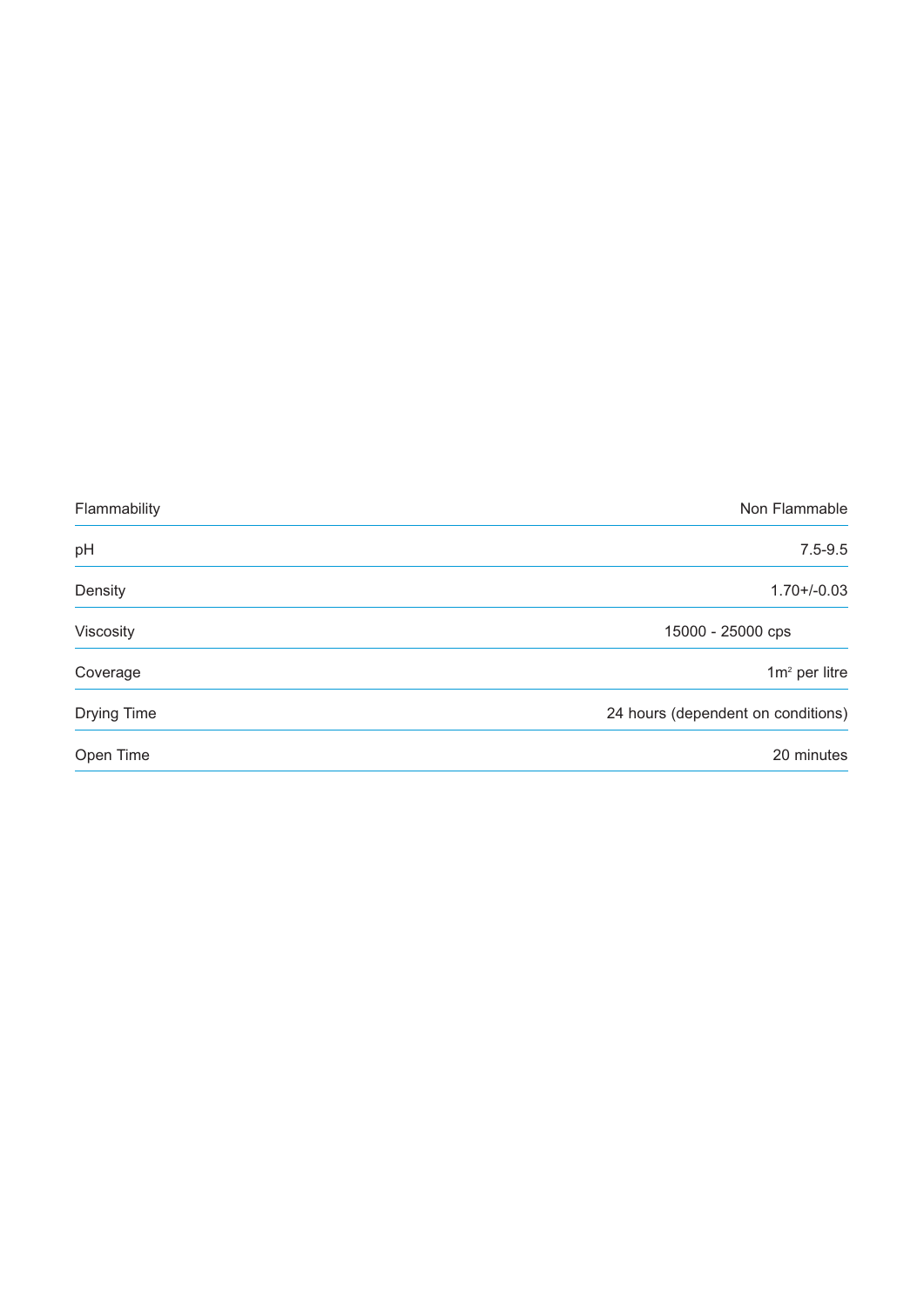| | |
|---|---|
| Flammability | Non Flammable |
| pH | 7.5-9.5 |
| Density | 1.70+/-0.03 |
| Viscosity | 15000 - 25000 cps |
| Coverage | 1m² per litre |
| Drying Time | 24 hours (dependent on conditions) |
| Open Time | 20 minutes |